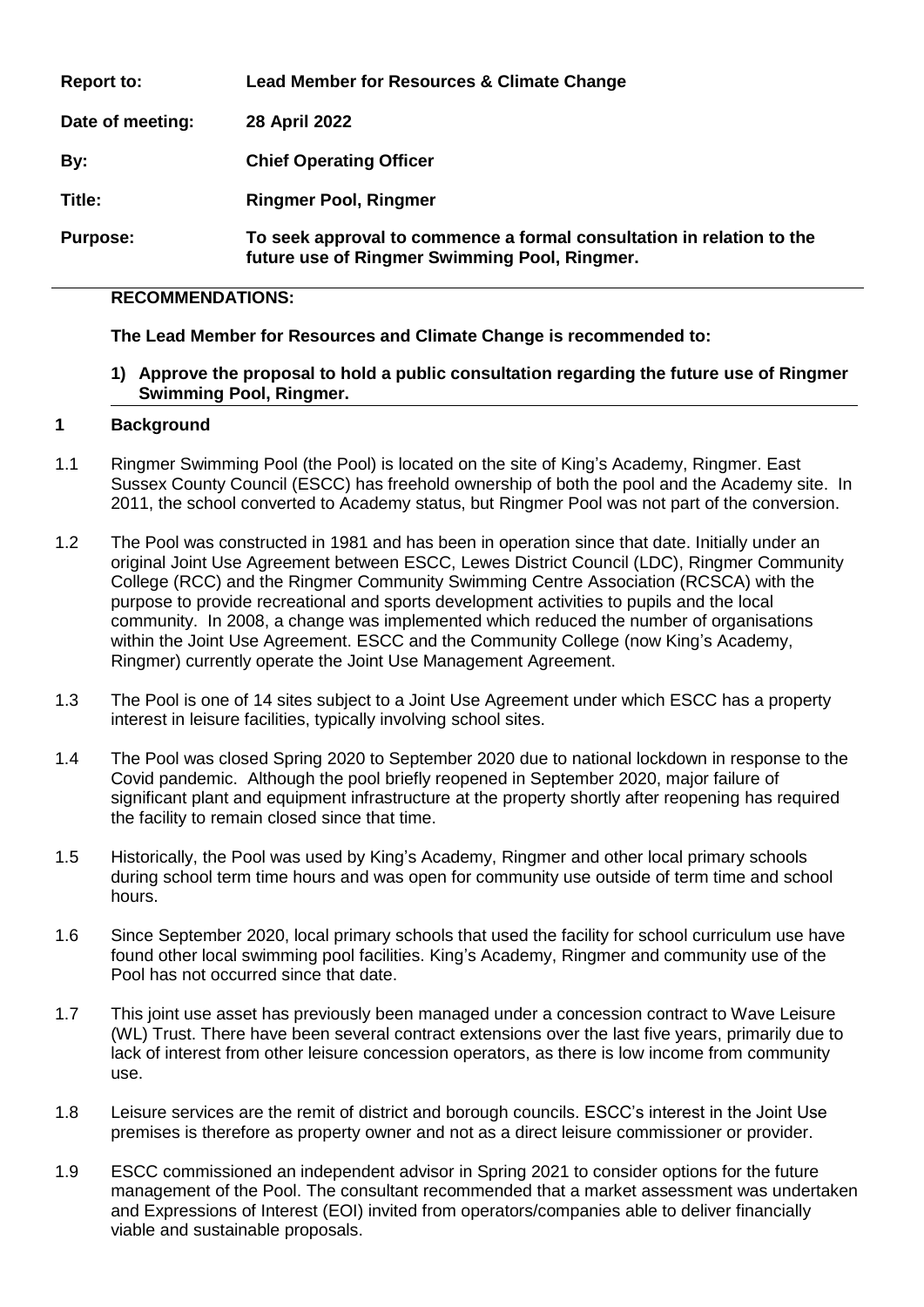| | |
|---|---|
| **Report to:** | **Lead Member for Resources & Climate Change** |
| **Date of meeting:** | **28 April 2022** |
| **By:** | **Chief Operating Officer** |
| **Title:** | **Ringmer Pool, Ringmer** |
| **Purpose:** | **To seek approval to commence a formal consultation in relation to the future use of Ringmer Swimming Pool, Ringmer.** |

**RECOMMENDATIONS:**

**The Lead Member for Resources and Climate Change is recommended to:**

1) **Approve the proposal to hold a public consultation regarding the future use of Ringmer Swimming Pool, Ringmer.**

## 1 Background

1.1 Ringmer Swimming Pool (the Pool) is located on the site of King's Academy, Ringmer. East Sussex County Council (ESCC) has freehold ownership of both the pool and the Academy site. In 2011, the school converted to Academy status, but Ringmer Pool was not part of the conversion.

1.2 The Pool was constructed in 1981 and has been in operation since that date. Initially under an original Joint Use Agreement between ESCC, Lewes District Council (LDC), Ringmer Community College (RCC) and the Ringmer Community Swimming Centre Association (RCSCA) with the purpose to provide recreational and sports development activities to pupils and the local community. In 2008, a change was implemented which reduced the number of organisations within the Joint Use Agreement. ESCC and the Community College (now King's Academy, Ringmer) currently operate the Joint Use Management Agreement.

1.3 The Pool is one of 14 sites subject to a Joint Use Agreement under which ESCC has a property interest in leisure facilities, typically involving school sites.

1.4 The Pool was closed Spring 2020 to September 2020 due to national lockdown in response to the Covid pandemic. Although the pool briefly reopened in September 2020, major failure of significant plant and equipment infrastructure at the property shortly after reopening has required the facility to remain closed since that time.

1.5 Historically, the Pool was used by King's Academy, Ringmer and other local primary schools during school term time hours and was open for community use outside of term time and school hours.

1.6 Since September 2020, local primary schools that used the facility for school curriculum use have found other local swimming pool facilities. King's Academy, Ringmer and community use of the Pool has not occurred since that date.

1.7 This joint use asset has previously been managed under a concession contract to Wave Leisure (WL) Trust. There have been several contract extensions over the last five years, primarily due to lack of interest from other leisure concession operators, as there is low income from community use.

1.8 Leisure services are the remit of district and borough councils. ESCC's interest in the Joint Use premises is therefore as property owner and not as a direct leisure commissioner or provider.

1.9 ESCC commissioned an independent advisor in Spring 2021 to consider options for the future management of the Pool. The consultant recommended that a market assessment was undertaken and Expressions of Interest (EOI) invited from operators/companies able to deliver financially viable and sustainable proposals.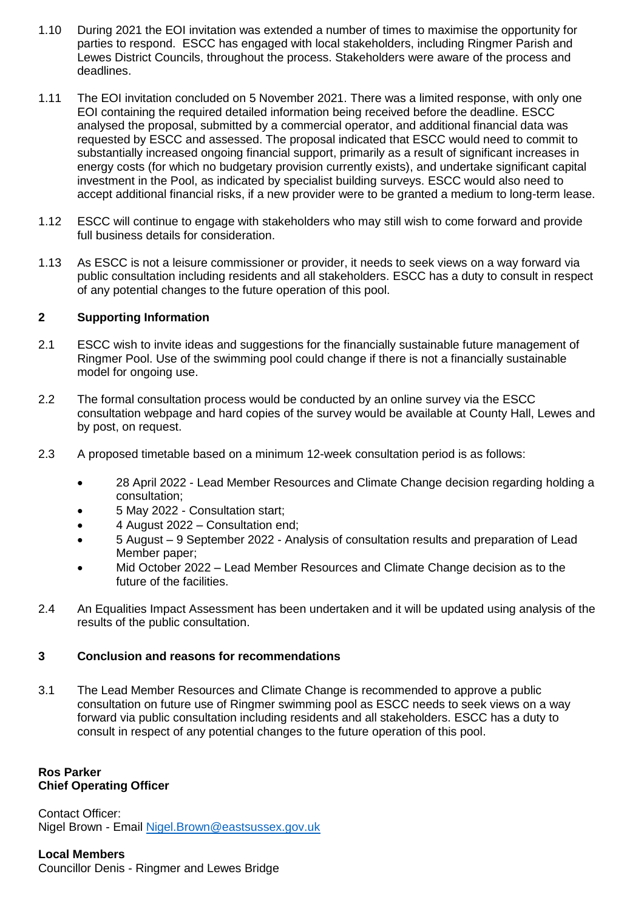1.10 During 2021 the EOI invitation was extended a number of times to maximise the opportunity for parties to respond. ESCC has engaged with local stakeholders, including Ringmer Parish and Lewes District Councils, throughout the process. Stakeholders were aware of the process and deadlines.

1.11 The EOI invitation concluded on 5 November 2021. There was a limited response, with only one EOI containing the required detailed information being received before the deadline. ESCC analysed the proposal, submitted by a commercial operator, and additional financial data was requested by ESCC and assessed. The proposal indicated that ESCC would need to commit to substantially increased ongoing financial support, primarily as a result of significant increases in energy costs (for which no budgetary provision currently exists), and undertake significant capital investment in the Pool, as indicated by specialist building surveys. ESCC would also need to accept additional financial risks, if a new provider were to be granted a medium to long-term lease.

1.12 ESCC will continue to engage with stakeholders who may still wish to come forward and provide full business details for consideration.

1.13 As ESCC is not a leisure commissioner or provider, it needs to seek views on a way forward via public consultation including residents and all stakeholders. ESCC has a duty to consult in respect of any potential changes to the future operation of this pool.

## 2 Supporting Information

2.1 ESCC wish to invite ideas and suggestions for the financially sustainable future management of Ringmer Pool. Use of the swimming pool could change if there is not a financially sustainable model for ongoing use.

2.2 The formal consultation process would be conducted by an online survey via the ESCC consultation webpage and hard copies of the survey would be available at County Hall, Lewes and by post, on request.

2.3 A proposed timetable based on a minimum 12-week consultation period is as follows:

- 28 April 2022 - Lead Member Resources and Climate Change decision regarding holding a consultation;
- 5 May 2022 - Consultation start;
- 4 August 2022 – Consultation end;
- 5 August – 9 September 2022 - Analysis of consultation results and preparation of Lead Member paper;
- Mid October 2022 – Lead Member Resources and Climate Change decision as to the future of the facilities.

2.4 An Equalities Impact Assessment has been undertaken and it will be updated using analysis of the results of the public consultation.

## 3 Conclusion and reasons for recommendations

3.1 The Lead Member Resources and Climate Change is recommended to approve a public consultation on future use of Ringmer swimming pool as ESCC needs to seek views on a way forward via public consultation including residents and all stakeholders. ESCC has a duty to consult in respect of any potential changes to the future operation of this pool.

**Ros Parker**
**Chief Operating Officer**

Contact Officer:
Nigel Brown - Email Nigel.Brown@eastsussex.gov.uk

**Local Members**
Councillor Denis - Ringmer and Lewes Bridge